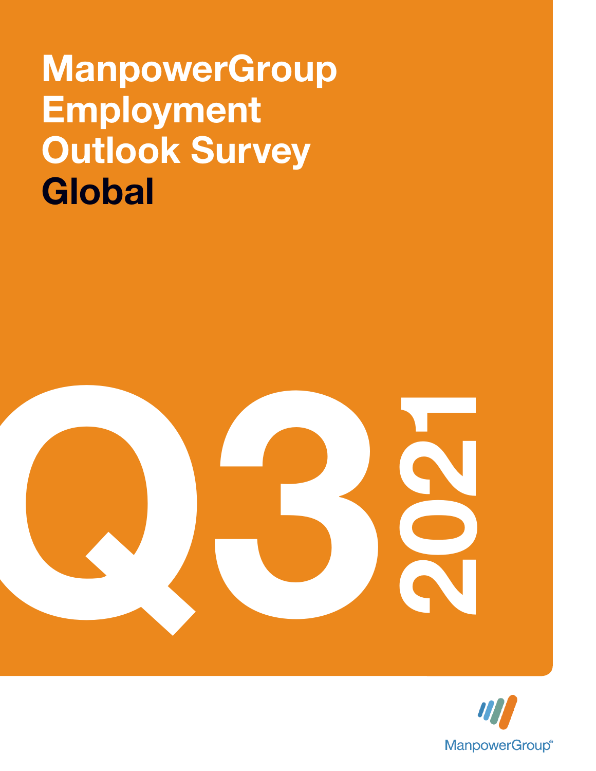# ManpowerGroup Employment Outlook Survey Global

Q3 2021

ManpowerGroup®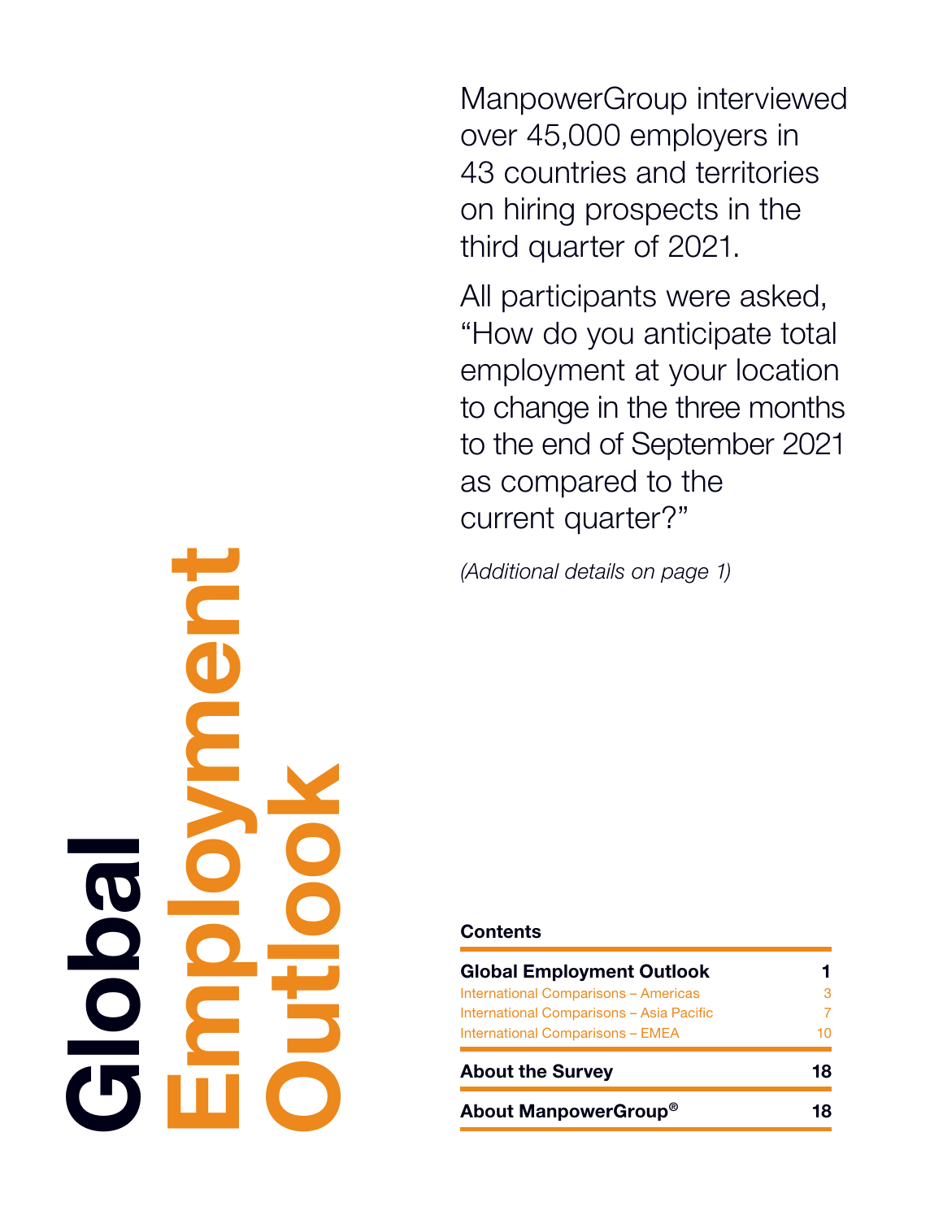# Global Employment Outlook

ManpowerGroup interviewed over 45,000 employers in 43 countries and territories on hiring prospects in the third quarter of 2021.

All participants were asked, "How do you anticipate total employment at your location to change in the three months to the end of September 2021 as compared to the current quarter?"

*(Additional details on page 1)*

## Contents

| | |
|---|---|
| **Global Employment Outlook** | **1** |
| International Comparisons – Americas | 3 |
| International Comparisons – Asia Pacific | 7 |
| International Comparisons – EMEA | 10 |
| **About the Survey** | **18** |
| **About ManpowerGroup®** | **18** |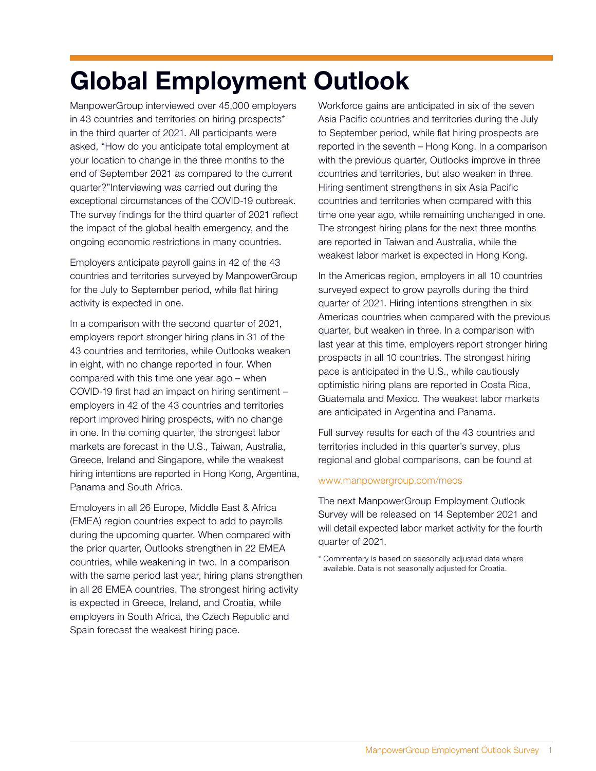# Global Employment Outlook

ManpowerGroup interviewed over 45,000 employers in 43 countries and territories on hiring prospects* in the third quarter of 2021. All participants were asked, "How do you anticipate total employment at your location to change in the three months to the end of September 2021 as compared to the current quarter?"Interviewing was carried out during the exceptional circumstances of the COVID-19 outbreak. The survey findings for the third quarter of 2021 reflect the impact of the global health emergency, and the ongoing economic restrictions in many countries.

Employers anticipate payroll gains in 42 of the 43 countries and territories surveyed by ManpowerGroup for the July to September period, while flat hiring activity is expected in one.

In a comparison with the second quarter of 2021, employers report stronger hiring plans in 31 of the 43 countries and territories, while Outlooks weaken in eight, with no change reported in four. When compared with this time one year ago – when COVID-19 first had an impact on hiring sentiment – employers in 42 of the 43 countries and territories report improved hiring prospects, with no change in one. In the coming quarter, the strongest labor markets are forecast in the U.S., Taiwan, Australia, Greece, Ireland and Singapore, while the weakest hiring intentions are reported in Hong Kong, Argentina, Panama and South Africa.

Employers in all 26 Europe, Middle East & Africa (EMEA) region countries expect to add to payrolls during the upcoming quarter. When compared with the prior quarter, Outlooks strengthen in 22 EMEA countries, while weakening in two. In a comparison with the same period last year, hiring plans strengthen in all 26 EMEA countries. The strongest hiring activity is expected in Greece, Ireland, and Croatia, while employers in South Africa, the Czech Republic and Spain forecast the weakest hiring pace.

Workforce gains are anticipated in six of the seven Asia Pacific countries and territories during the July to September period, while flat hiring prospects are reported in the seventh – Hong Kong. In a comparison with the previous quarter, Outlooks improve in three countries and territories, but also weaken in three. Hiring sentiment strengthens in six Asia Pacific countries and territories when compared with this time one year ago, while remaining unchanged in one. The strongest hiring plans for the next three months are reported in Taiwan and Australia, while the weakest labor market is expected in Hong Kong.

In the Americas region, employers in all 10 countries surveyed expect to grow payrolls during the third quarter of 2021. Hiring intentions strengthen in six Americas countries when compared with the previous quarter, but weaken in three. In a comparison with last year at this time, employers report stronger hiring prospects in all 10 countries. The strongest hiring pace is anticipated in the U.S., while cautiously optimistic hiring plans are reported in Costa Rica, Guatemala and Mexico. The weakest labor markets are anticipated in Argentina and Panama.

Full survey results for each of the 43 countries and territories included in this quarter's survey, plus regional and global comparisons, can be found at

www.manpowergroup.com/meos

The next ManpowerGroup Employment Outlook Survey will be released on 14 September 2021 and will detail expected labor market activity for the fourth quarter of 2021.

\* Commentary is based on seasonally adjusted data where available. Data is not seasonally adjusted for Croatia.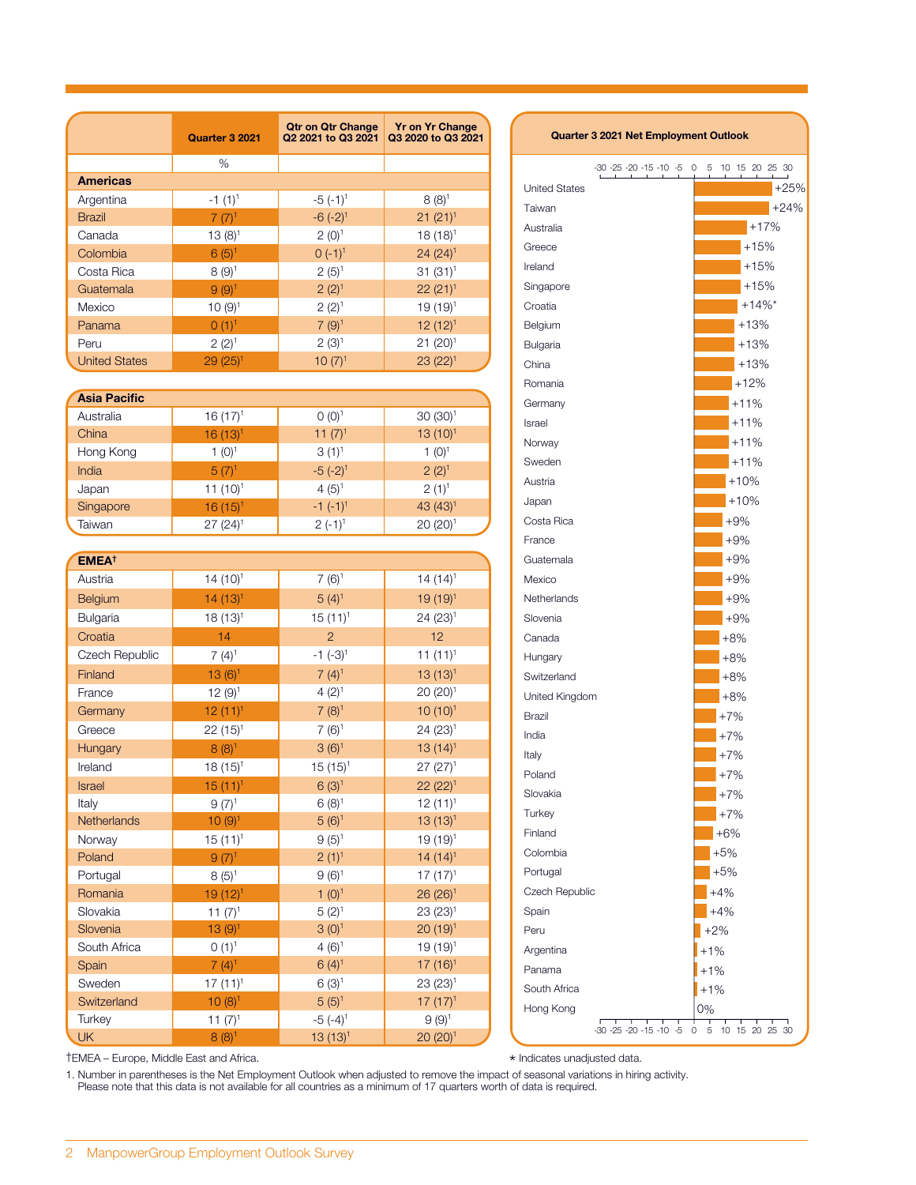| | Quarter 3 2021 | Qtr on Qtr Change Q2 2021 to Q3 2021 | Yr on Yr Change Q3 2020 to Q3 2021 |
|---|---|---|---|
| | % | | |
| **Americas** | | | |
| Argentina | -1 (1)[1] | -5 (-1)[1] | 8 (8)[1] |
| Brazil | 7 (7)[1] | -6 (-2)[1] | 21 (21)[1] |
| Canada | 13 (8)[1] | 2 (0)[1] | 18 (18)[1] |
| Colombia | 6 (5)[1] | 0 (-1)[1] | 24 (24)[1] |
| Costa Rica | 8 (9)[1] | 2 (5)[1] | 31 (31)[1] |
| Guatemala | 9 (9)[1] | 2 (2)[1] | 22 (21)[1] |
| Mexico | 10 (9)[1] | 2 (2)[1] | 19 (19)[1] |
| Panama | 0 (1)[1] | 7 (9)[1] | 12 (12)[1] |
| Peru | 2 (2)[1] | 2 (3)[1] | 21 (20)[1] |
| United States | 29 (25)[1] | 10 (7)[1] | 23 (22)[1] |
| **Asia Pacific** | | | |
| Australia | 16 (17)[1] | 0 (0)[1] | 30 (30)[1] |
| China | 16 (13)[1] | 11 (7)[1] | 13 (10)[1] |
| Hong Kong | 1 (0)[1] | 3 (1)[1] | 1 (0)[1] |
| India | 5 (7)[1] | -5 (-2)[1] | 2 (2)[1] |
| Japan | 11 (10)[1] | 4 (5)[1] | 2 (1)[1] |
| Singapore | 16 (15)[1] | -1 (-1)[1] | 43 (43)[1] |
| Taiwan | 27 (24)[1] | 2 (-1)[1] | 20 (20)[1] |
| **EMEA†** | | | |
| Austria | 14 (10)[1] | 7 (6)[1] | 14 (14)[1] |
| Belgium | 14 (13)[1] | 5 (4)[1] | 19 (19)[1] |
| Bulgaria | 18 (13)[1] | 15 (11)[1] | 24 (23)[1] |
| Croatia | 14 | 2 | 12 |
| Czech Republic | 7 (4)[1] | -1 (-3)[1] | 11 (11)[1] |
| Finland | 13 (6)[1] | 7 (4)[1] | 13 (13)[1] |
| France | 12 (9)[1] | 4 (2)[1] | 20 (20)[1] |
| Germany | 12 (11)[1] | 7 (8)[1] | 10 (10)[1] |
| Greece | 22 (15)[1] | 7 (6)[1] | 24 (23)[1] |
| Hungary | 8 (8)[1] | 3 (6)[1] | 13 (14)[1] |
| Ireland | 18 (15)[1] | 15 (15)[1] | 27 (27)[1] |
| Israel | 15 (11)[1] | 6 (3)[1] | 22 (22)[1] |
| Italy | 9 (7)[1] | 6 (8)[1] | 12 (11)[1] |
| Netherlands | 10 (9)[1] | 5 (6)[1] | 13 (13)[1] |
| Norway | 15 (11)[1] | 9 (5)[1] | 19 (19)[1] |
| Poland | 9 (7)[1] | 2 (1)[1] | 14 (14)[1] |
| Portugal | 8 (5)[1] | 9 (6)[1] | 17 (17)[1] |
| Romania | 19 (12)[1] | 1 (0)[1] | 26 (26)[1] |
| Slovakia | 11 (7)[1] | 5 (2)[1] | 23 (23)[1] |
| Slovenia | 13 (9)[1] | 3 (0)[1] | 20 (19)[1] |
| South Africa | 0 (1)[1] | 4 (6)[1] | 19 (19)[1] |
| Spain | 7 (4)[1] | 6 (4)[1] | 17 (16)[1] |
| Sweden | 17 (11)[1] | 6 (3)[1] | 23 (23)[1] |
| Switzerland | 10 (8)[1] | 5 (5)[1] | 17 (17)[1] |
| Turkey | 11 (7)[1] | -5 (-4)[1] | 9 (9)[1] |
| UK | 8 (8)[1] | 13 (13)[1] | 20 (20)[1] |

†EMEA – Europe, Middle East and Africa.

**Quarter 3 2021 Net Employment Outlook**

| Country | Net Employment Outlook |
|---|---|
| United States | +25% |
| Taiwan | +24% |
| Australia | +17% |
| Greece | +15% |
| Ireland | +15% |
| Singapore | +15% |
| Croatia | +14%* |
| Belgium | +13% |
| Bulgaria | +13% |
| China | +13% |
| Romania | +12% |
| Germany | +11% |
| Israel | +11% |
| Norway | +11% |
| Sweden | +11% |
| Austria | +10% |
| Japan | +10% |
| Costa Rica | +9% |
| France | +9% |
| Guatemala | +9% |
| Mexico | +9% |
| Netherlands | +9% |
| Slovenia | +9% |
| Canada | +8% |
| Hungary | +8% |
| Switzerland | +8% |
| United Kingdom | +8% |
| Brazil | +7% |
| India | +7% |
| Italy | +7% |
| Poland | +7% |
| Slovakia | +7% |
| Turkey | +7% |
| Finland | +6% |
| Colombia | +5% |
| Portugal | +5% |
| Czech Republic | +4% |
| Spain | +4% |
| Peru | +2% |
| Argentina | +1% |
| Panama | +1% |
| South Africa | +1% |
| Hong Kong | 0% |

\* Indicates unadjusted data.

1. Number in parentheses is the Net Employment Outlook when adjusted to remove the impact of seasonal variations in hiring activity. Please note that this data is not available for all countries as a minimum of 17 quarters worth of data is required.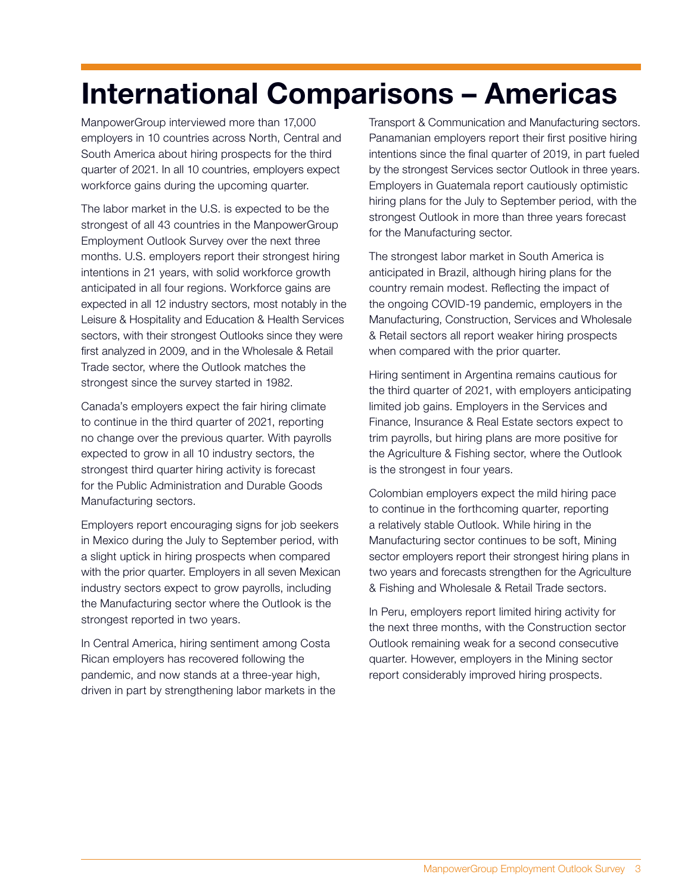# International Comparisons – Americas

ManpowerGroup interviewed more than 17,000 employers in 10 countries across North, Central and South America about hiring prospects for the third quarter of 2021. In all 10 countries, employers expect workforce gains during the upcoming quarter.

The labor market in the U.S. is expected to be the strongest of all 43 countries in the ManpowerGroup Employment Outlook Survey over the next three months. U.S. employers report their strongest hiring intentions in 21 years, with solid workforce growth anticipated in all four regions. Workforce gains are expected in all 12 industry sectors, most notably in the Leisure & Hospitality and Education & Health Services sectors, with their strongest Outlooks since they were first analyzed in 2009, and in the Wholesale & Retail Trade sector, where the Outlook matches the strongest since the survey started in 1982.

Canada's employers expect the fair hiring climate to continue in the third quarter of 2021, reporting no change over the previous quarter. With payrolls expected to grow in all 10 industry sectors, the strongest third quarter hiring activity is forecast for the Public Administration and Durable Goods Manufacturing sectors.

Employers report encouraging signs for job seekers in Mexico during the July to September period, with a slight uptick in hiring prospects when compared with the prior quarter. Employers in all seven Mexican industry sectors expect to grow payrolls, including the Manufacturing sector where the Outlook is the strongest reported in two years.

In Central America, hiring sentiment among Costa Rican employers has recovered following the pandemic, and now stands at a three-year high, driven in part by strengthening labor markets in the Transport & Communication and Manufacturing sectors. Panamanian employers report their first positive hiring intentions since the final quarter of 2019, in part fueled by the strongest Services sector Outlook in three years. Employers in Guatemala report cautiously optimistic hiring plans for the July to September period, with the strongest Outlook in more than three years forecast for the Manufacturing sector.

The strongest labor market in South America is anticipated in Brazil, although hiring plans for the country remain modest. Reflecting the impact of the ongoing COVID-19 pandemic, employers in the Manufacturing, Construction, Services and Wholesale & Retail sectors all report weaker hiring prospects when compared with the prior quarter.

Hiring sentiment in Argentina remains cautious for the third quarter of 2021, with employers anticipating limited job gains. Employers in the Services and Finance, Insurance & Real Estate sectors expect to trim payrolls, but hiring plans are more positive for the Agriculture & Fishing sector, where the Outlook is the strongest in four years.

Colombian employers expect the mild hiring pace to continue in the forthcoming quarter, reporting a relatively stable Outlook. While hiring in the Manufacturing sector continues to be soft, Mining sector employers report their strongest hiring plans in two years and forecasts strengthen for the Agriculture & Fishing and Wholesale & Retail Trade sectors.

In Peru, employers report limited hiring activity for the next three months, with the Construction sector Outlook remaining weak for a second consecutive quarter. However, employers in the Mining sector report considerably improved hiring prospects.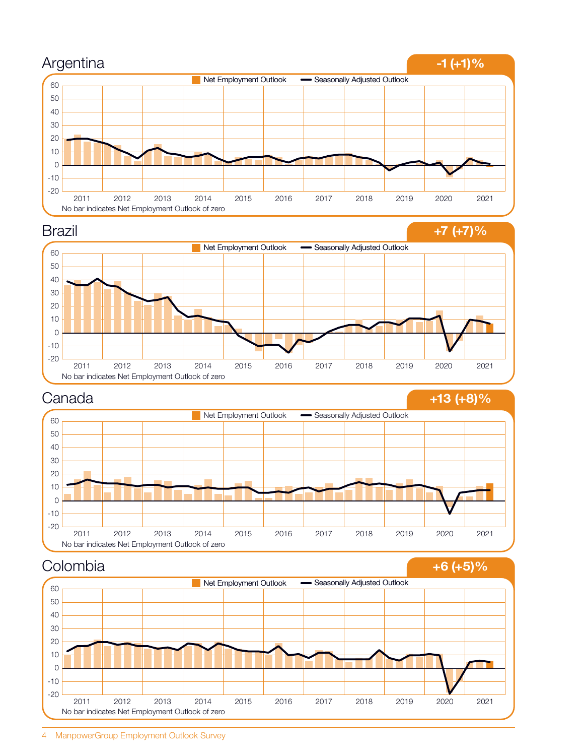## Argentina

**-1 (+1)%**

Net Employment Outlook — Seasonally Adjusted Outlook

60, 50, 40, 30, 20, 10, 0, -10, -20

2011 2012 2013 2014 2015 2016 2017 2018 2019 2020 2021

No bar indicates Net Employment Outlook of zero

## Brazil

**+7 (+7)%**

Net Employment Outlook — Seasonally Adjusted Outlook

60, 50, 40, 30, 20, 10, 0, -10, -20

2011 2012 2013 2014 2015 2016 2017 2018 2019 2020 2021

No bar indicates Net Employment Outlook of zero

## Canada

**+13 (+8)%**

Net Employment Outlook — Seasonally Adjusted Outlook

60, 50, 40, 30, 20, 10, 0, -10, -20

2011 2012 2013 2014 2015 2016 2017 2018 2019 2020 2021

No bar indicates Net Employment Outlook of zero

## Colombia

**+6 (+5)%**

Net Employment Outlook — Seasonally Adjusted Outlook

60, 50, 40, 30, 20, 10, 0, -10, -20

2011 2012 2013 2014 2015 2016 2017 2018 2019 2020 2021

No bar indicates Net Employment Outlook of zero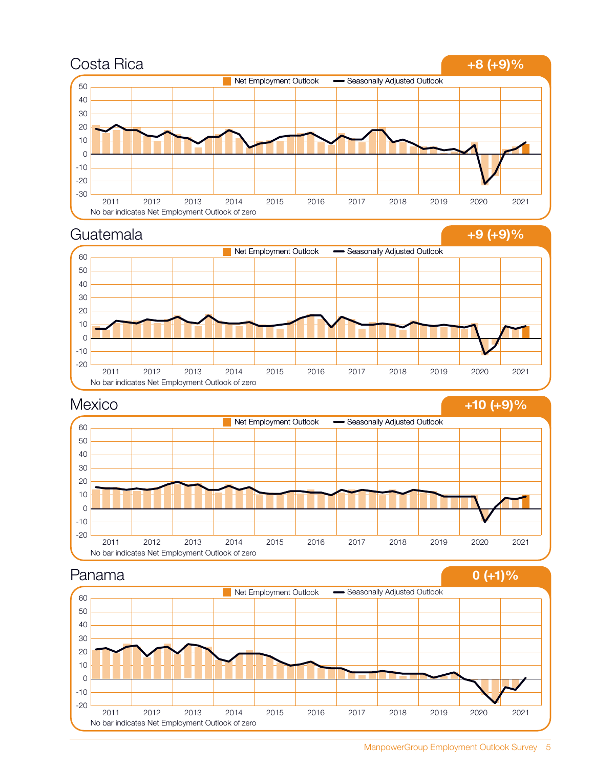## Costa Rica

**+8 (+9)%**

Net Employment Outlook — Seasonally Adjusted Outlook

No bar indicates Net Employment Outlook of zero

## Guatemala

**+9 (+9)%**

Net Employment Outlook — Seasonally Adjusted Outlook

No bar indicates Net Employment Outlook of zero

## Mexico

**+10 (+9)%**

Net Employment Outlook — Seasonally Adjusted Outlook

No bar indicates Net Employment Outlook of zero

## Panama

**0 (+1)%**

Net Employment Outlook — Seasonally Adjusted Outlook

No bar indicates Net Employment Outlook of zero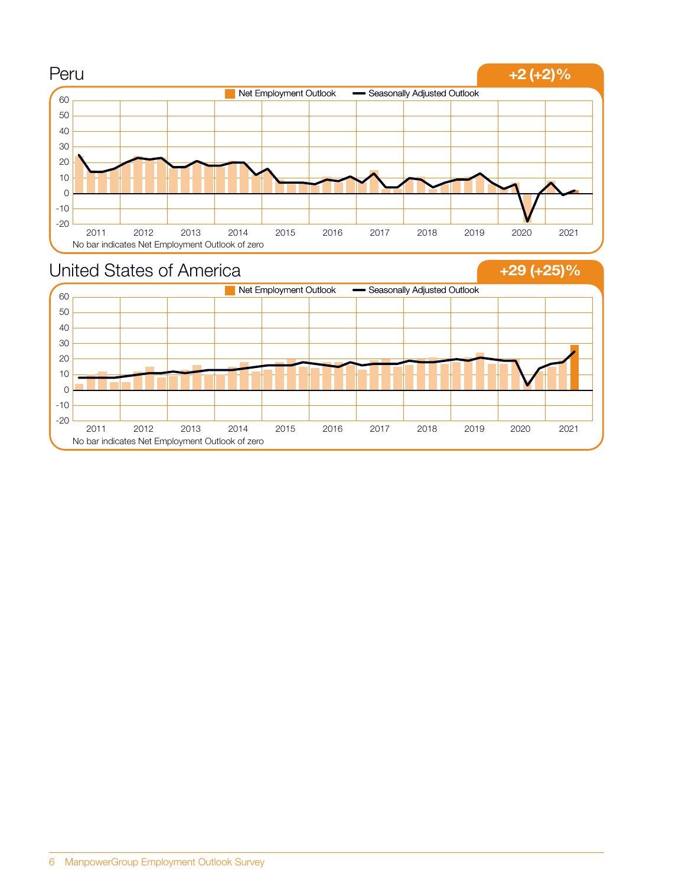## Peru

**+2 (+2)%**

Net Employment Outlook | Seasonally Adjusted Outlook

No bar indicates Net Employment Outlook of zero

## United States of America

**+29 (+25)%**

Net Employment Outlook | Seasonally Adjusted Outlook

No bar indicates Net Employment Outlook of zero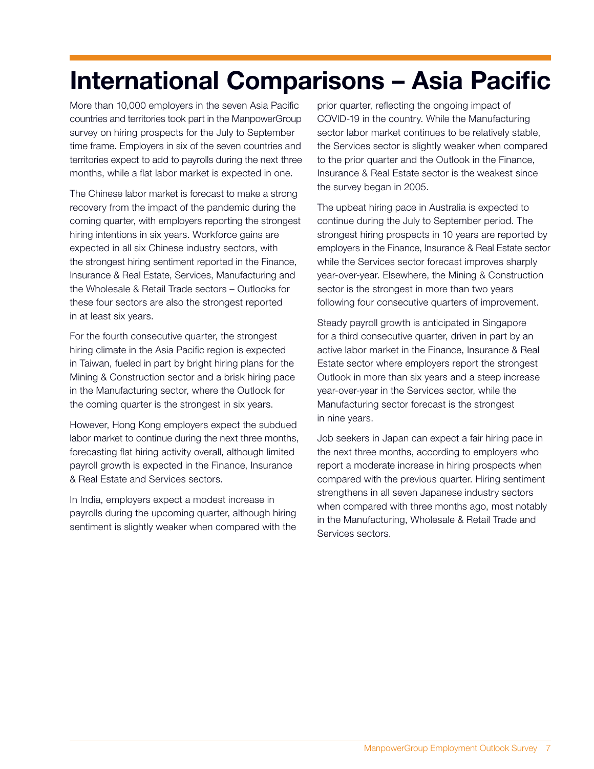# International Comparisons – Asia Pacific

More than 10,000 employers in the seven Asia Pacific countries and territories took part in the ManpowerGroup survey on hiring prospects for the July to September time frame. Employers in six of the seven countries and territories expect to add to payrolls during the next three months, while a flat labor market is expected in one.

The Chinese labor market is forecast to make a strong recovery from the impact of the pandemic during the coming quarter, with employers reporting the strongest hiring intentions in six years. Workforce gains are expected in all six Chinese industry sectors, with the strongest hiring sentiment reported in the Finance, Insurance & Real Estate, Services, Manufacturing and the Wholesale & Retail Trade sectors – Outlooks for these four sectors are also the strongest reported in at least six years.

For the fourth consecutive quarter, the strongest hiring climate in the Asia Pacific region is expected in Taiwan, fueled in part by bright hiring plans for the Mining & Construction sector and a brisk hiring pace in the Manufacturing sector, where the Outlook for the coming quarter is the strongest in six years.

However, Hong Kong employers expect the subdued labor market to continue during the next three months, forecasting flat hiring activity overall, although limited payroll growth is expected in the Finance, Insurance & Real Estate and Services sectors.

In India, employers expect a modest increase in payrolls during the upcoming quarter, although hiring sentiment is slightly weaker when compared with the prior quarter, reflecting the ongoing impact of COVID-19 in the country. While the Manufacturing sector labor market continues to be relatively stable, the Services sector is slightly weaker when compared to the prior quarter and the Outlook in the Finance, Insurance & Real Estate sector is the weakest since the survey began in 2005.

The upbeat hiring pace in Australia is expected to continue during the July to September period. The strongest hiring prospects in 10 years are reported by employers in the Finance, Insurance & Real Estate sector while the Services sector forecast improves sharply year-over-year. Elsewhere, the Mining & Construction sector is the strongest in more than two years following four consecutive quarters of improvement.

Steady payroll growth is anticipated in Singapore for a third consecutive quarter, driven in part by an active labor market in the Finance, Insurance & Real Estate sector where employers report the strongest Outlook in more than six years and a steep increase year-over-year in the Services sector, while the Manufacturing sector forecast is the strongest in nine years.

Job seekers in Japan can expect a fair hiring pace in the next three months, according to employers who report a moderate increase in hiring prospects when compared with the previous quarter. Hiring sentiment strengthens in all seven Japanese industry sectors when compared with three months ago, most notably in the Manufacturing, Wholesale & Retail Trade and Services sectors.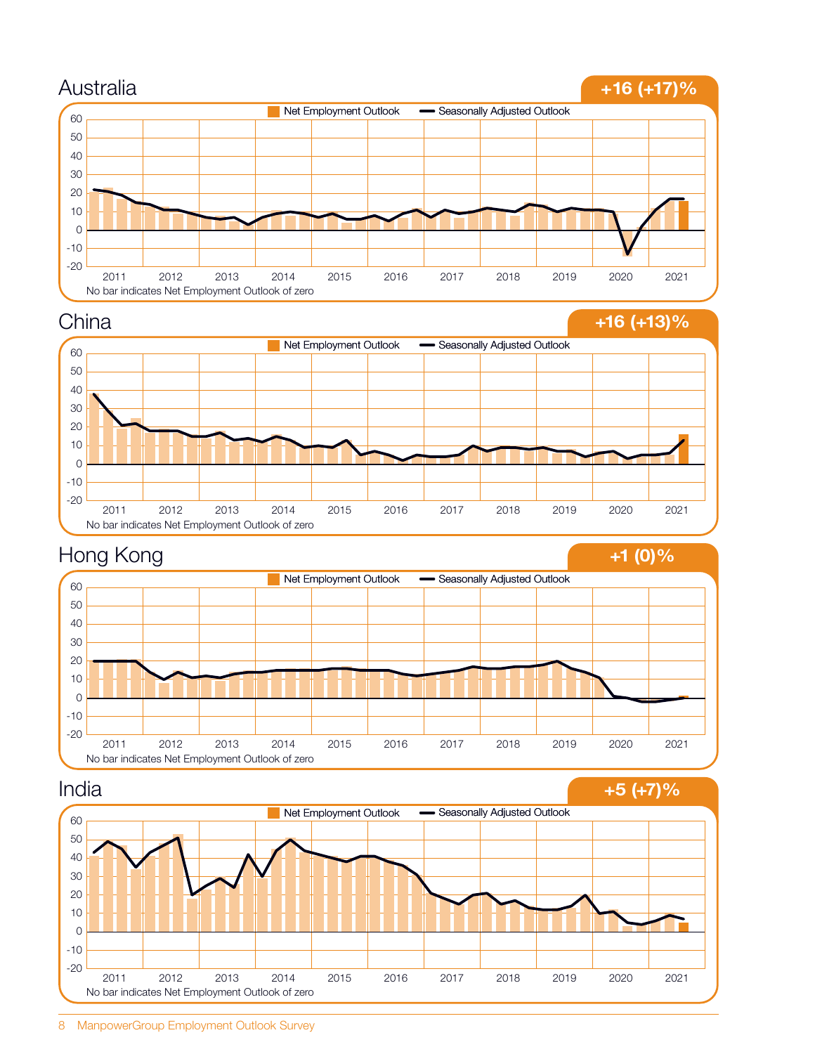## Australia

**+16 (+17)%**

Net Employment Outlook — Seasonally Adjusted Outlook

No bar indicates Net Employment Outlook of zero

## China

**+16 (+13)%**

Net Employment Outlook — Seasonally Adjusted Outlook

No bar indicates Net Employment Outlook of zero

## Hong Kong

**+1 (0)%**

Net Employment Outlook — Seasonally Adjusted Outlook

No bar indicates Net Employment Outlook of zero

## India

**+5 (+7)%**

Net Employment Outlook — Seasonally Adjusted Outlook

No bar indicates Net Employment Outlook of zero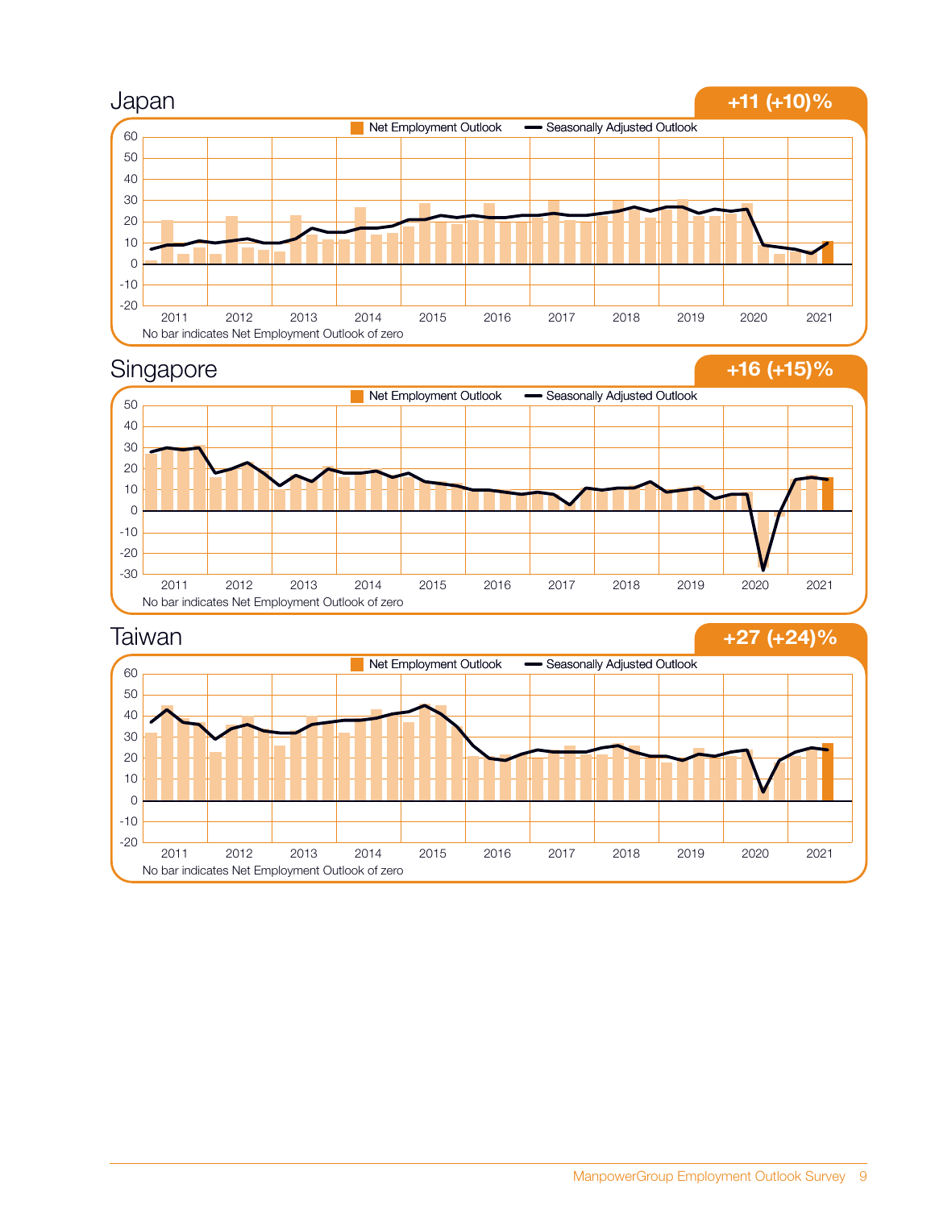## Japan

**+11 (+10)%**

Net Employment Outlook — Seasonally Adjusted Outlook

No bar indicates Net Employment Outlook of zero

## Singapore

**+16 (+15)%**

Net Employment Outlook — Seasonally Adjusted Outlook

No bar indicates Net Employment Outlook of zero

## Taiwan

**+27 (+24)%**

Net Employment Outlook — Seasonally Adjusted Outlook

No bar indicates Net Employment Outlook of zero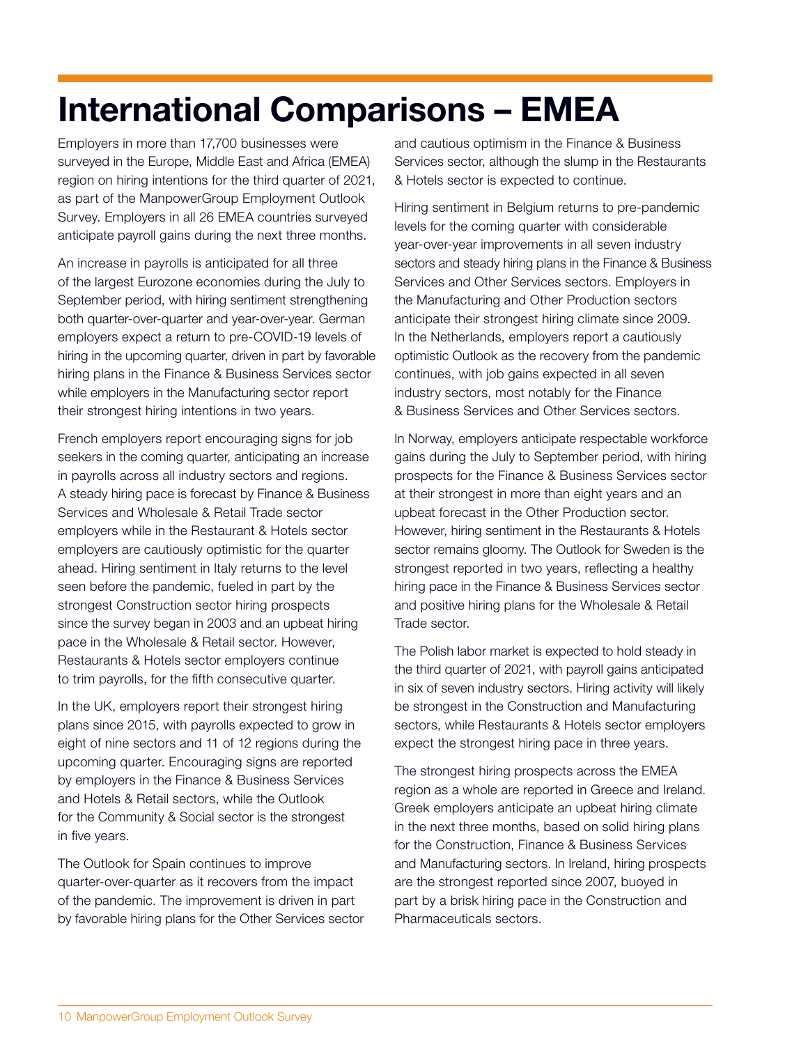# International Comparisons – EMEA

Employers in more than 17,700 businesses were surveyed in the Europe, Middle East and Africa (EMEA) region on hiring intentions for the third quarter of 2021, as part of the ManpowerGroup Employment Outlook Survey. Employers in all 26 EMEA countries surveyed anticipate payroll gains during the next three months.

An increase in payrolls is anticipated for all three of the largest Eurozone economies during the July to September period, with hiring sentiment strengthening both quarter-over-quarter and year-over-year. German employers expect a return to pre-COVID-19 levels of hiring in the upcoming quarter, driven in part by favorable hiring plans in the Finance & Business Services sector while employers in the Manufacturing sector report their strongest hiring intentions in two years.

French employers report encouraging signs for job seekers in the coming quarter, anticipating an increase in payrolls across all industry sectors and regions. A steady hiring pace is forecast by Finance & Business Services and Wholesale & Retail Trade sector employers while in the Restaurant & Hotels sector employers are cautiously optimistic for the quarter ahead. Hiring sentiment in Italy returns to the level seen before the pandemic, fueled in part by the strongest Construction sector hiring prospects since the survey began in 2003 and an upbeat hiring pace in the Wholesale & Retail sector. However, Restaurants & Hotels sector employers continue to trim payrolls, for the fifth consecutive quarter.

In the UK, employers report their strongest hiring plans since 2015, with payrolls expected to grow in eight of nine sectors and 11 of 12 regions during the upcoming quarter. Encouraging signs are reported by employers in the Finance & Business Services and Hotels & Retail sectors, while the Outlook for the Community & Social sector is the strongest in five years.

The Outlook for Spain continues to improve quarter-over-quarter as it recovers from the impact of the pandemic. The improvement is driven in part by favorable hiring plans for the Other Services sector and cautious optimism in the Finance & Business Services sector, although the slump in the Restaurants & Hotels sector is expected to continue.

Hiring sentiment in Belgium returns to pre-pandemic levels for the coming quarter with considerable year-over-year improvements in all seven industry sectors and steady hiring plans in the Finance & Business Services and Other Services sectors. Employers in the Manufacturing and Other Production sectors anticipate their strongest hiring climate since 2009. In the Netherlands, employers report a cautiously optimistic Outlook as the recovery from the pandemic continues, with job gains expected in all seven industry sectors, most notably for the Finance & Business Services and Other Services sectors.

In Norway, employers anticipate respectable workforce gains during the July to September period, with hiring prospects for the Finance & Business Services sector at their strongest in more than eight years and an upbeat forecast in the Other Production sector. However, hiring sentiment in the Restaurants & Hotels sector remains gloomy. The Outlook for Sweden is the strongest reported in two years, reflecting a healthy hiring pace in the Finance & Business Services sector and positive hiring plans for the Wholesale & Retail Trade sector.

The Polish labor market is expected to hold steady in the third quarter of 2021, with payroll gains anticipated in six of seven industry sectors. Hiring activity will likely be strongest in the Construction and Manufacturing sectors, while Restaurants & Hotels sector employers expect the strongest hiring pace in three years.

The strongest hiring prospects across the EMEA region as a whole are reported in Greece and Ireland. Greek employers anticipate an upbeat hiring climate in the next three months, based on solid hiring plans for the Construction, Finance & Business Services and Manufacturing sectors. In Ireland, hiring prospects are the strongest reported since 2007, buoyed in part by a brisk hiring pace in the Construction and Pharmaceuticals sectors.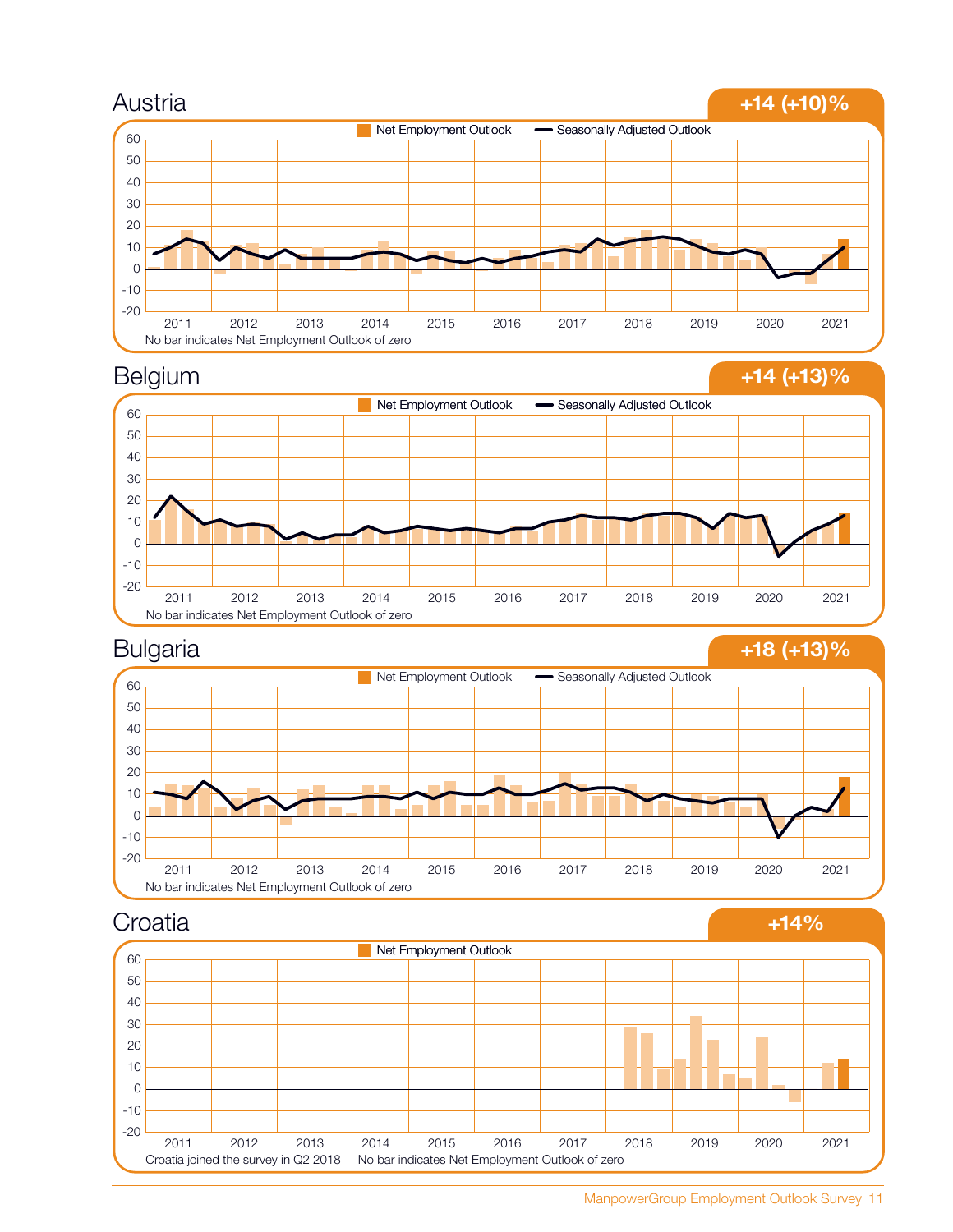## Austria

**+14 (+10)%**

Net Employment Outlook — Seasonally Adjusted Outlook

No bar indicates Net Employment Outlook of zero

## Belgium

**+14 (+13)%**

Net Employment Outlook — Seasonally Adjusted Outlook

No bar indicates Net Employment Outlook of zero

## Bulgaria

**+18 (+13)%**

Net Employment Outlook — Seasonally Adjusted Outlook

No bar indicates Net Employment Outlook of zero

## Croatia

**+14%**

Net Employment Outlook

Croatia joined the survey in Q2 2018 No bar indicates Net Employment Outlook of zero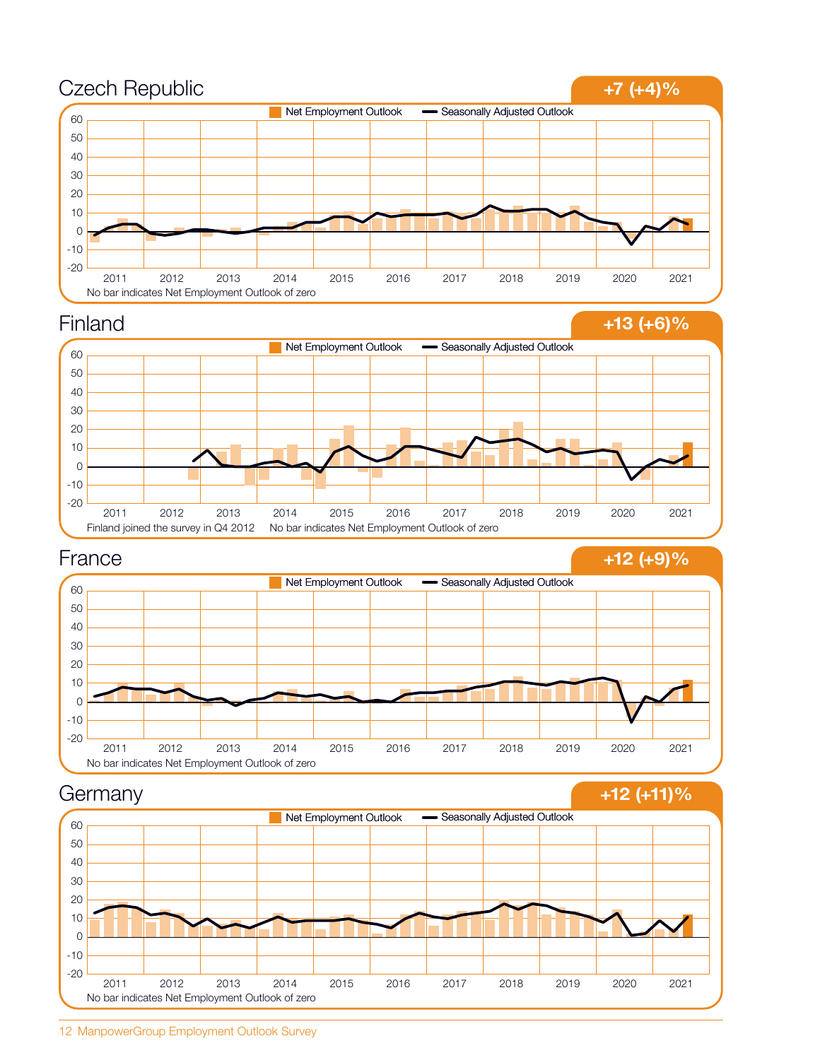## Czech Republic

**+7 (+4)%**

Net Employment Outlook — Seasonally Adjusted Outlook

No bar indicates Net Employment Outlook of zero

## Finland

**+13 (+6)%**

Net Employment Outlook — Seasonally Adjusted Outlook

Finland joined the survey in Q4 2012 No bar indicates Net Employment Outlook of zero

## France

**+12 (+9)%**

Net Employment Outlook — Seasonally Adjusted Outlook

No bar indicates Net Employment Outlook of zero

## Germany

**+12 (+11)%**

Net Employment Outlook — Seasonally Adjusted Outlook

No bar indicates Net Employment Outlook of zero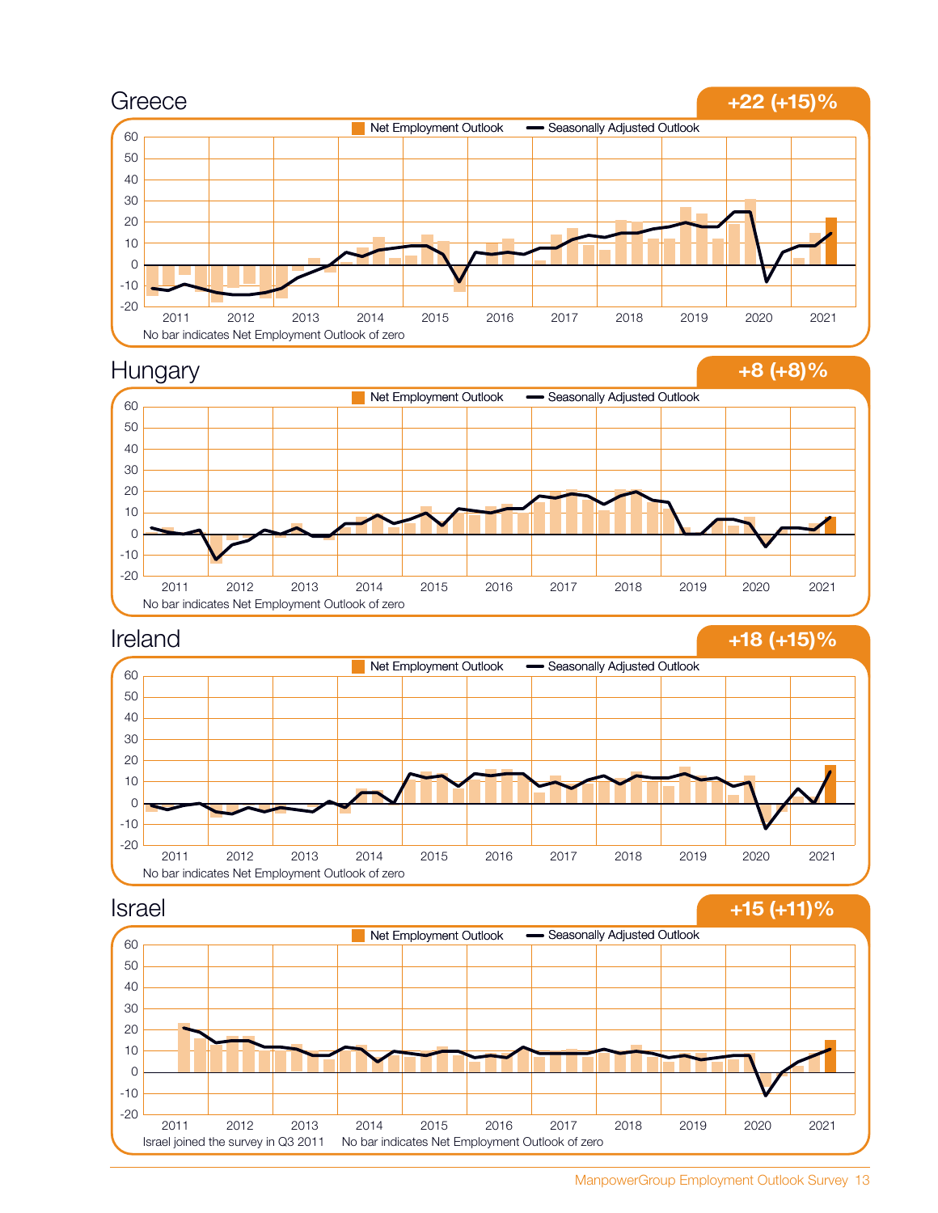## Greece

**+22 (+15)%**

Net Employment Outlook — Seasonally Adjusted Outlook

No bar indicates Net Employment Outlook of zero

## Hungary

**+8 (+8)%**

Net Employment Outlook — Seasonally Adjusted Outlook

No bar indicates Net Employment Outlook of zero

## Ireland

**+18 (+15)%**

Net Employment Outlook — Seasonally Adjusted Outlook

No bar indicates Net Employment Outlook of zero

## Israel

**+15 (+11)%**

Net Employment Outlook — Seasonally Adjusted Outlook

Israel joined the survey in Q3 2011 No bar indicates Net Employment Outlook of zero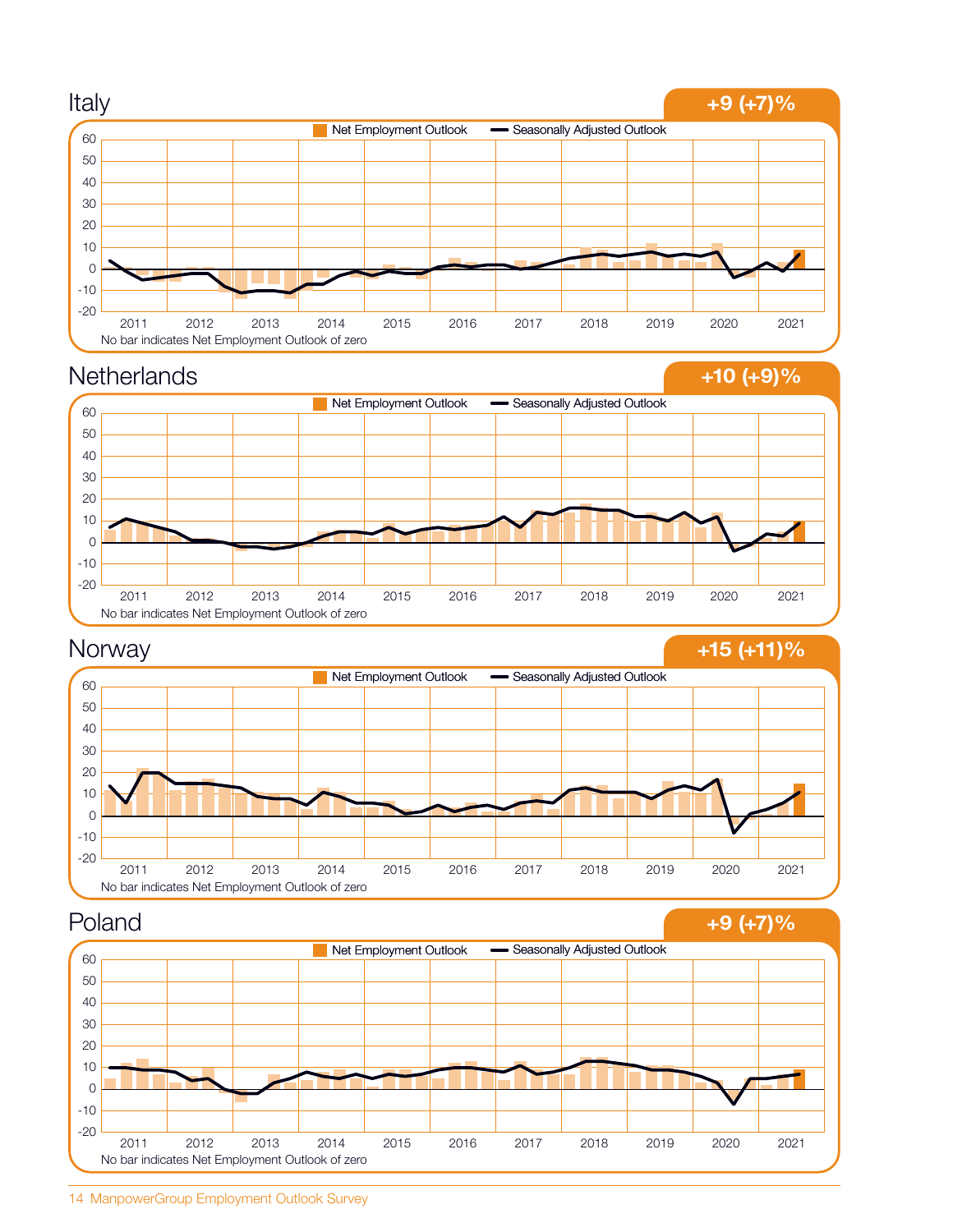## Italy

**+9 (+7)%**

Net Employment Outlook — Seasonally Adjusted Outlook

No bar indicates Net Employment Outlook of zero

## Netherlands

**+10 (+9)%**

Net Employment Outlook — Seasonally Adjusted Outlook

No bar indicates Net Employment Outlook of zero

## Norway

**+15 (+11)%**

Net Employment Outlook — Seasonally Adjusted Outlook

No bar indicates Net Employment Outlook of zero

## Poland

**+9 (+7)%**

Net Employment Outlook — Seasonally Adjusted Outlook

No bar indicates Net Employment Outlook of zero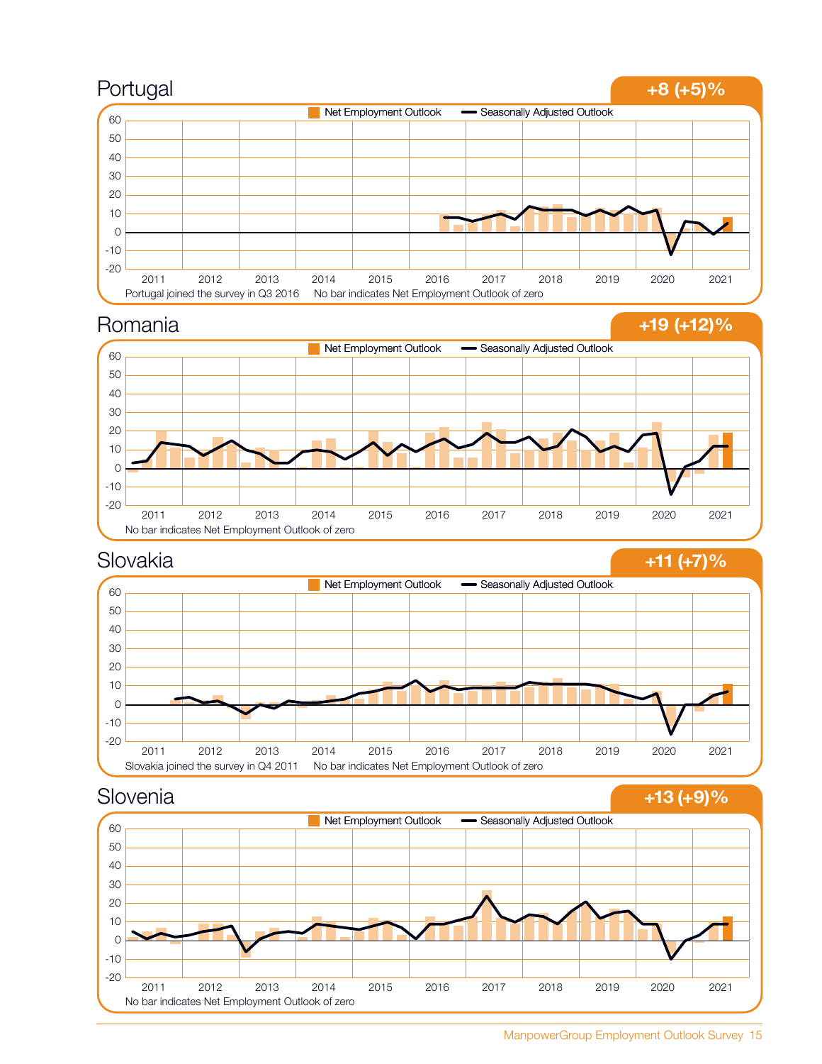## Portugal

**+8 (+5)%**

Net Employment Outlook — Seasonally Adjusted Outlook

Portugal joined the survey in Q3 2016    No bar indicates Net Employment Outlook of zero

## Romania

**+19 (+12)%**

Net Employment Outlook — Seasonally Adjusted Outlook

No bar indicates Net Employment Outlook of zero

## Slovakia

**+11 (+7)%**

Net Employment Outlook — Seasonally Adjusted Outlook

Slovakia joined the survey in Q4 2011    No bar indicates Net Employment Outlook of zero

## Slovenia

**+13 (+9)%**

Net Employment Outlook — Seasonally Adjusted Outlook

No bar indicates Net Employment Outlook of zero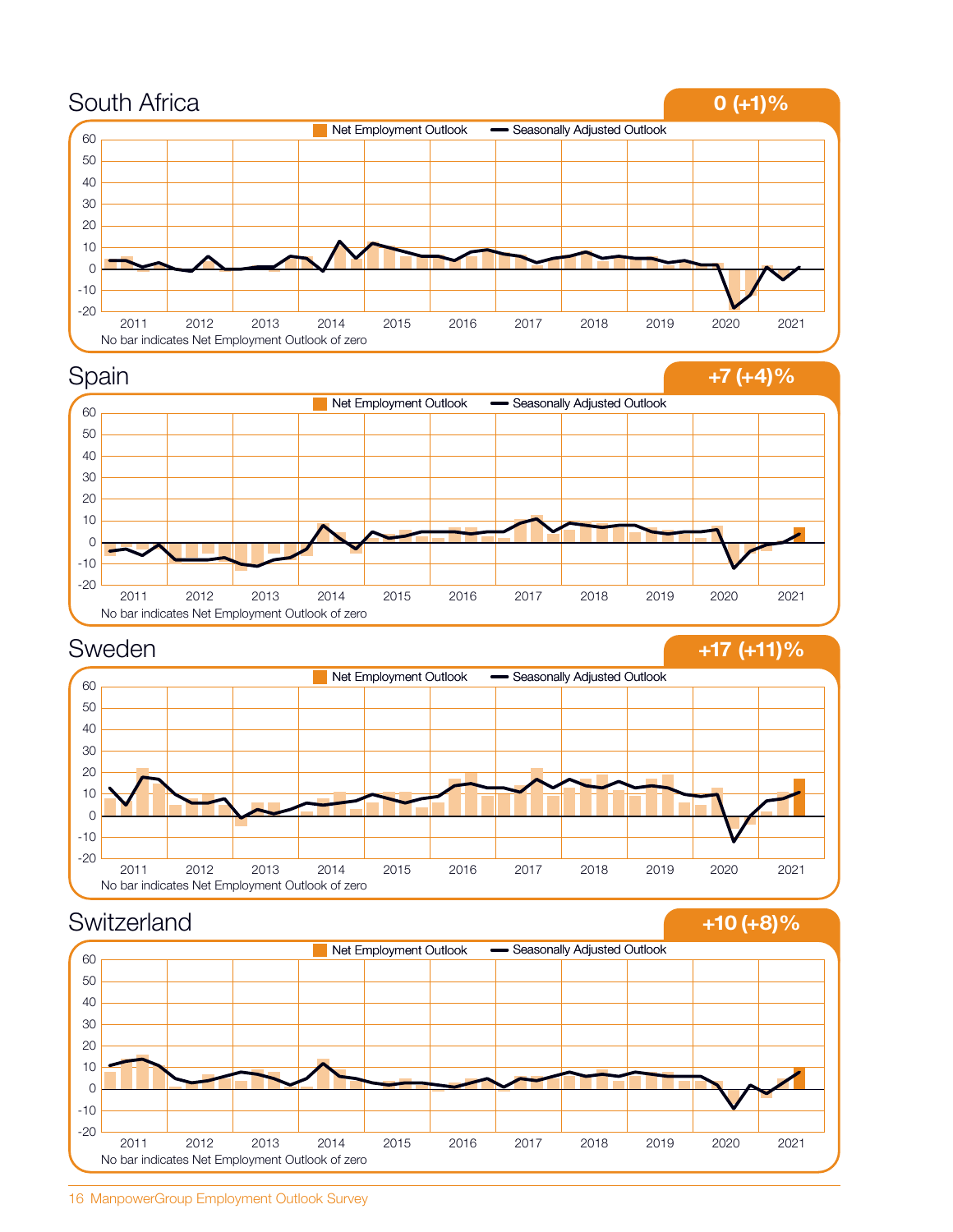## South Africa

**0 (+1)%**

Net Employment Outlook | Seasonally Adjusted Outlook

No bar indicates Net Employment Outlook of zero

## Spain

**+7 (+4)%**

Net Employment Outlook | Seasonally Adjusted Outlook

No bar indicates Net Employment Outlook of zero

## Sweden

**+17 (+11)%**

Net Employment Outlook | Seasonally Adjusted Outlook

No bar indicates Net Employment Outlook of zero

## Switzerland

**+10 (+8)%**

Net Employment Outlook | Seasonally Adjusted Outlook

No bar indicates Net Employment Outlook of zero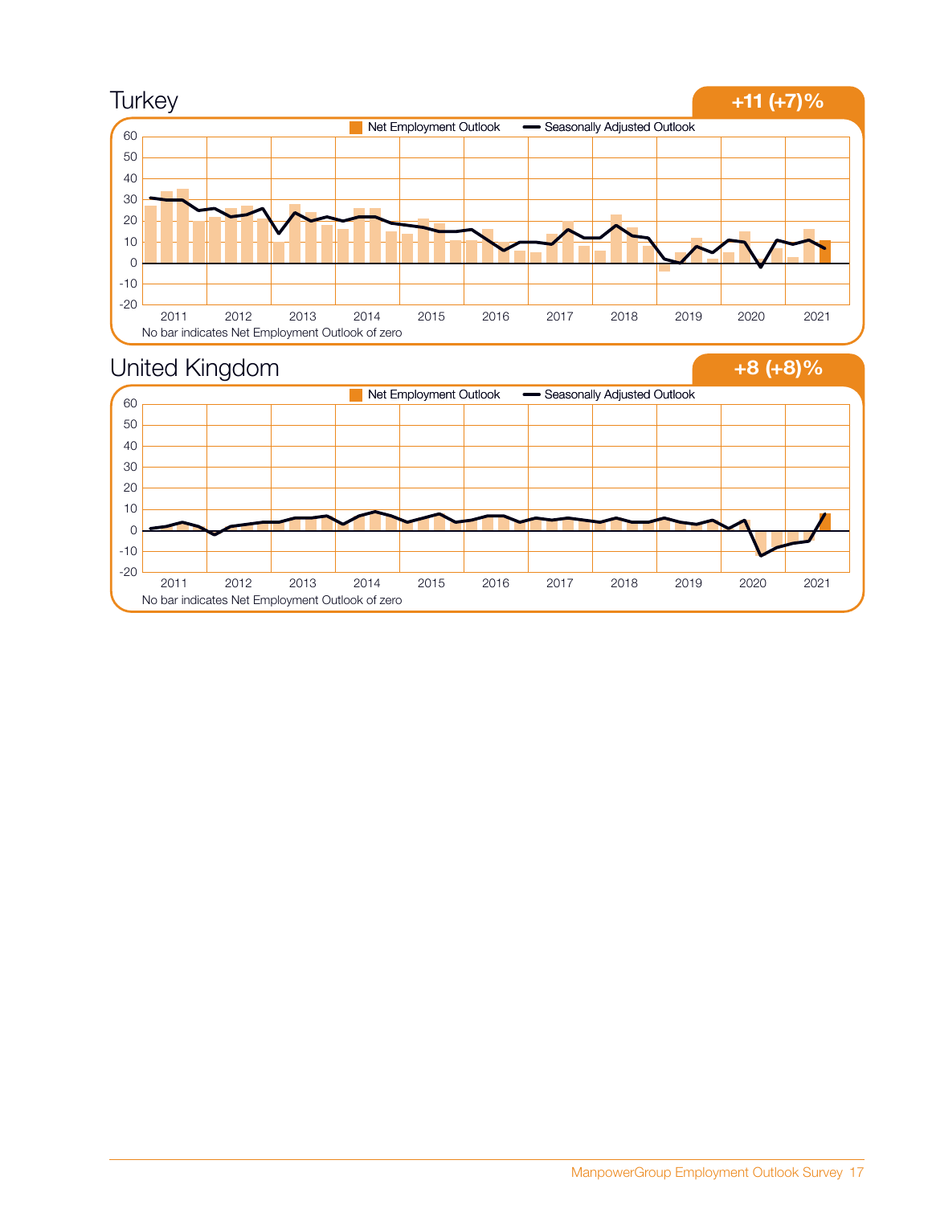## Turkey

**+11 (+7)%**

Net Employment Outlook — Seasonally Adjusted Outlook

No bar indicates Net Employment Outlook of zero

## United Kingdom

**+8 (+8)%**

Net Employment Outlook — Seasonally Adjusted Outlook

No bar indicates Net Employment Outlook of zero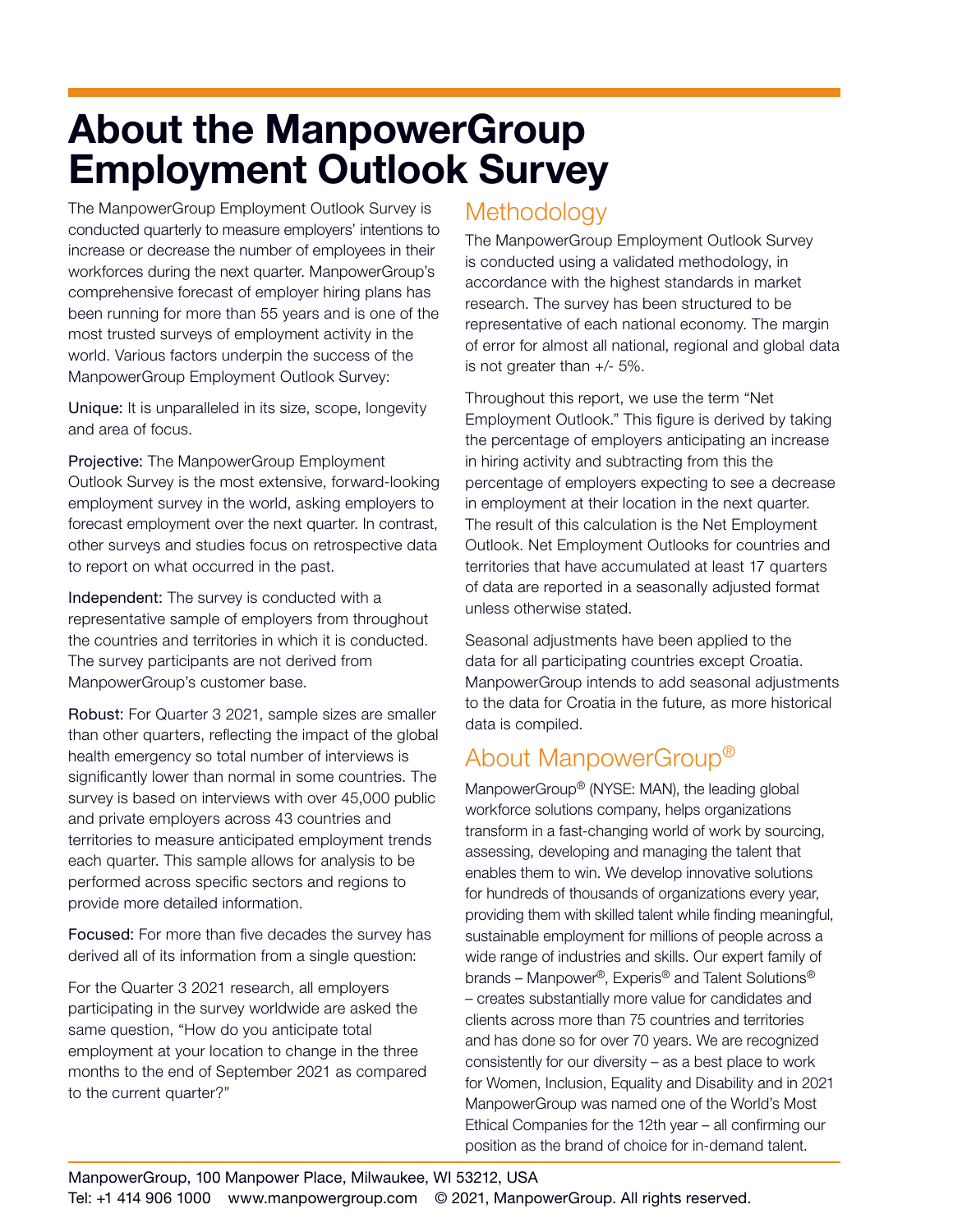# About the ManpowerGroup Employment Outlook Survey

The ManpowerGroup Employment Outlook Survey is conducted quarterly to measure employers' intentions to increase or decrease the number of employees in their workforces during the next quarter. ManpowerGroup's comprehensive forecast of employer hiring plans has been running for more than 55 years and is one of the most trusted surveys of employment activity in the world. Various factors underpin the success of the ManpowerGroup Employment Outlook Survey:

Unique: It is unparalleled in its size, scope, longevity and area of focus.

Projective: The ManpowerGroup Employment Outlook Survey is the most extensive, forward-looking employment survey in the world, asking employers to forecast employment over the next quarter. In contrast, other surveys and studies focus on retrospective data to report on what occurred in the past.

Independent: The survey is conducted with a representative sample of employers from throughout the countries and territories in which it is conducted. The survey participants are not derived from ManpowerGroup's customer base.

Robust: For Quarter 3 2021, sample sizes are smaller than other quarters, reflecting the impact of the global health emergency so total number of interviews is significantly lower than normal in some countries. The survey is based on interviews with over 45,000 public and private employers across 43 countries and territories to measure anticipated employment trends each quarter. This sample allows for analysis to be performed across specific sectors and regions to provide more detailed information.

Focused: For more than five decades the survey has derived all of its information from a single question:

For the Quarter 3 2021 research, all employers participating in the survey worldwide are asked the same question, "How do you anticipate total employment at your location to change in the three months to the end of September 2021 as compared to the current quarter?"

## Methodology

The ManpowerGroup Employment Outlook Survey is conducted using a validated methodology, in accordance with the highest standards in market research. The survey has been structured to be representative of each national economy. The margin of error for almost all national, regional and global data is not greater than +/- 5%.

Throughout this report, we use the term "Net Employment Outlook." This figure is derived by taking the percentage of employers anticipating an increase in hiring activity and subtracting from this the percentage of employers expecting to see a decrease in employment at their location in the next quarter. The result of this calculation is the Net Employment Outlook. Net Employment Outlooks for countries and territories that have accumulated at least 17 quarters of data are reported in a seasonally adjusted format unless otherwise stated.

Seasonal adjustments have been applied to the data for all participating countries except Croatia. ManpowerGroup intends to add seasonal adjustments to the data for Croatia in the future, as more historical data is compiled.

## About ManpowerGroup®

ManpowerGroup® (NYSE: MAN), the leading global workforce solutions company, helps organizations transform in a fast-changing world of work by sourcing, assessing, developing and managing the talent that enables them to win. We develop innovative solutions for hundreds of thousands of organizations every year, providing them with skilled talent while finding meaningful, sustainable employment for millions of people across a wide range of industries and skills. Our expert family of brands – Manpower®, Experis® and Talent Solutions® – creates substantially more value for candidates and clients across more than 75 countries and territories and has done so for over 70 years. We are recognized consistently for our diversity – as a best place to work for Women, Inclusion, Equality and Disability and in 2021 ManpowerGroup was named one of the World's Most Ethical Companies for the 12th year – all confirming our position as the brand of choice for in-demand talent.

ManpowerGroup, 100 Manpower Place, Milwaukee, WI 53212, USA
Tel: +1 414 906 1000 www.manpowergroup.com © 2021, ManpowerGroup. All rights reserved.